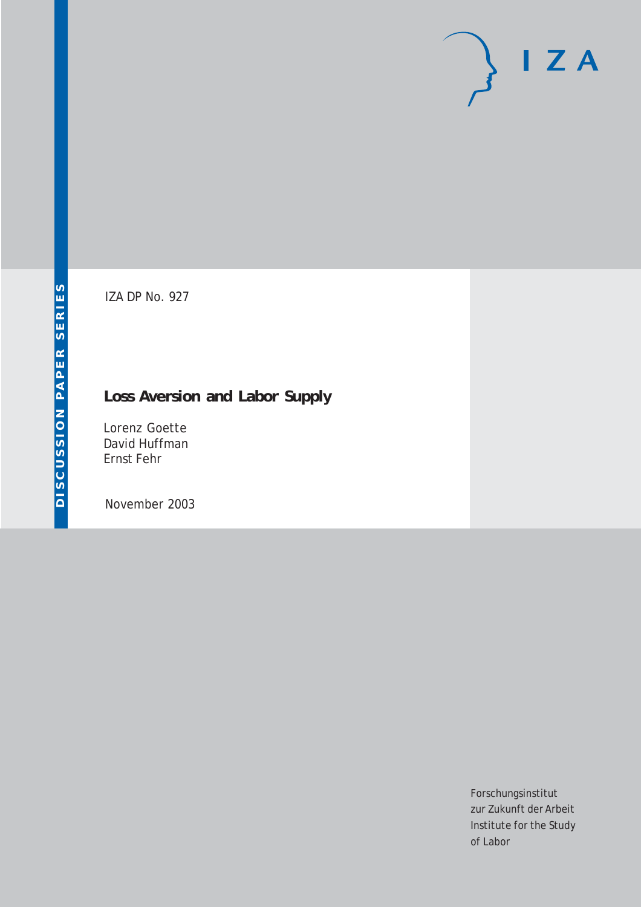IZA DP No. 927

# Loss Aversion and Labor Supply

Lorenz Goette
David Huffman
Ernst Fehr

November 2003

Forschungsinstitut
zur Zukunft der Arbeit
Institute for the Study
of Labor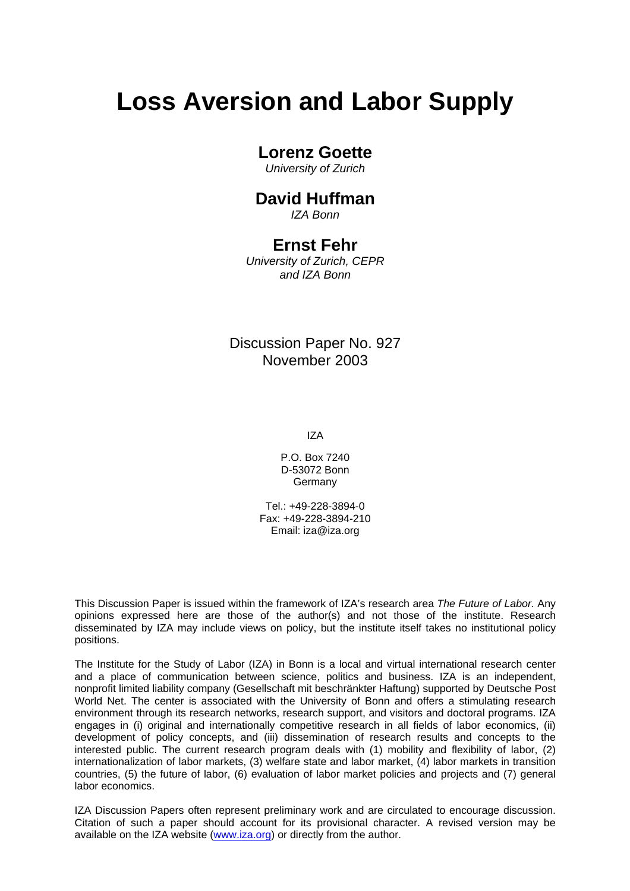# Loss Aversion and Labor Supply

## Lorenz Goette

*University of Zurich*

## David Huffman

*IZA Bonn*

## Ernst Fehr

*University of Zurich, CEPR and IZA Bonn*

Discussion Paper No. 927
November 2003

IZA

P.O. Box 7240
D-53072 Bonn
Germany

Tel.: +49-228-3894-0
Fax: +49-228-3894-210
Email: iza@iza.org

This Discussion Paper is issued within the framework of IZA's research area *The Future of Labor.* Any opinions expressed here are those of the author(s) and not those of the institute. Research disseminated by IZA may include views on policy, but the institute itself takes no institutional policy positions.

The Institute for the Study of Labor (IZA) in Bonn is a local and virtual international research center and a place of communication between science, politics and business. IZA is an independent, nonprofit limited liability company (Gesellschaft mit beschränkter Haftung) supported by Deutsche Post World Net. The center is associated with the University of Bonn and offers a stimulating research environment through its research networks, research support, and visitors and doctoral programs. IZA engages in (i) original and internationally competitive research in all fields of labor economics, (ii) development of policy concepts, and (iii) dissemination of research results and concepts to the interested public. The current research program deals with (1) mobility and flexibility of labor, (2) internationalization of labor markets, (3) welfare state and labor market, (4) labor markets in transition countries, (5) the future of labor, (6) evaluation of labor market policies and projects and (7) general labor economics.

IZA Discussion Papers often represent preliminary work and are circulated to encourage discussion. Citation of such a paper should account for its provisional character. A revised version may be available on the IZA website (www.iza.org) or directly from the author.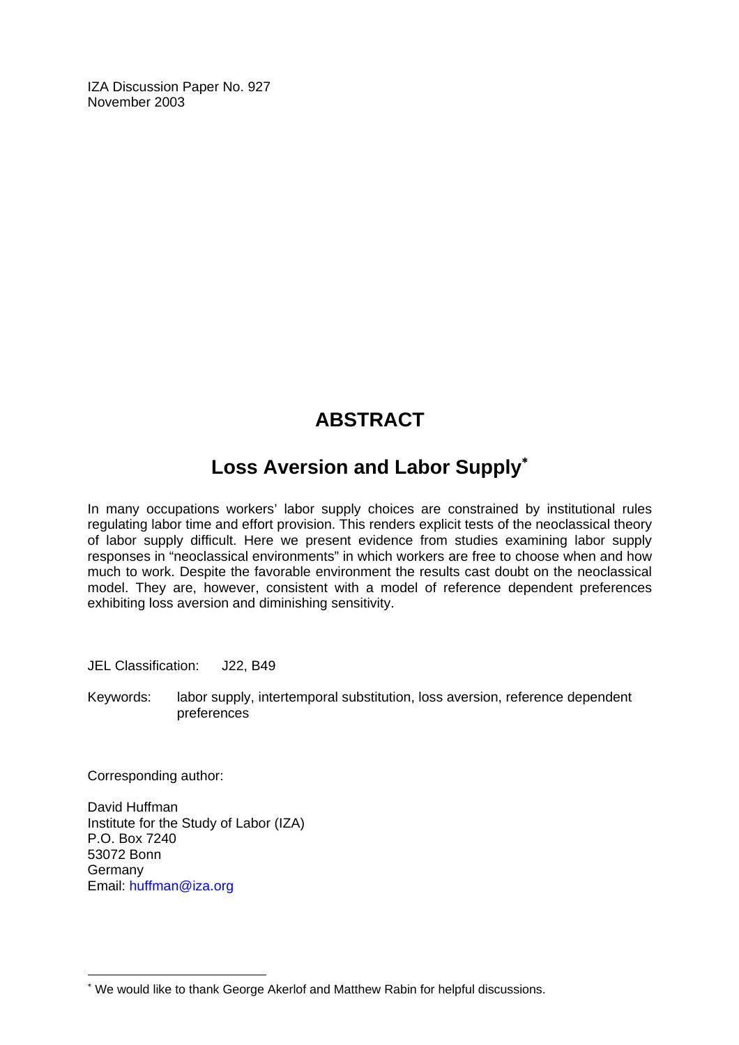IZA Discussion Paper No. 927
November 2003

# ABSTRACT

## Loss Aversion and Labor Supply*

In many occupations workers' labor supply choices are constrained by institutional rules regulating labor time and effort provision. This renders explicit tests of the neoclassical theory of labor supply difficult. Here we present evidence from studies examining labor supply responses in "neoclassical environments" in which workers are free to choose when and how much to work. Despite the favorable environment the results cast doubt on the neoclassical model. They are, however, consistent with a model of reference dependent preferences exhibiting loss aversion and diminishing sensitivity.

JEL Classification: J22, B49

Keywords: labor supply, intertemporal substitution, loss aversion, reference dependent preferences

Corresponding author:

David Huffman
Institute for the Study of Labor (IZA)
P.O. Box 7240
53072 Bonn
Germany
Email: huffman@iza.org

---

* We would like to thank George Akerlof and Matthew Rabin for helpful discussions.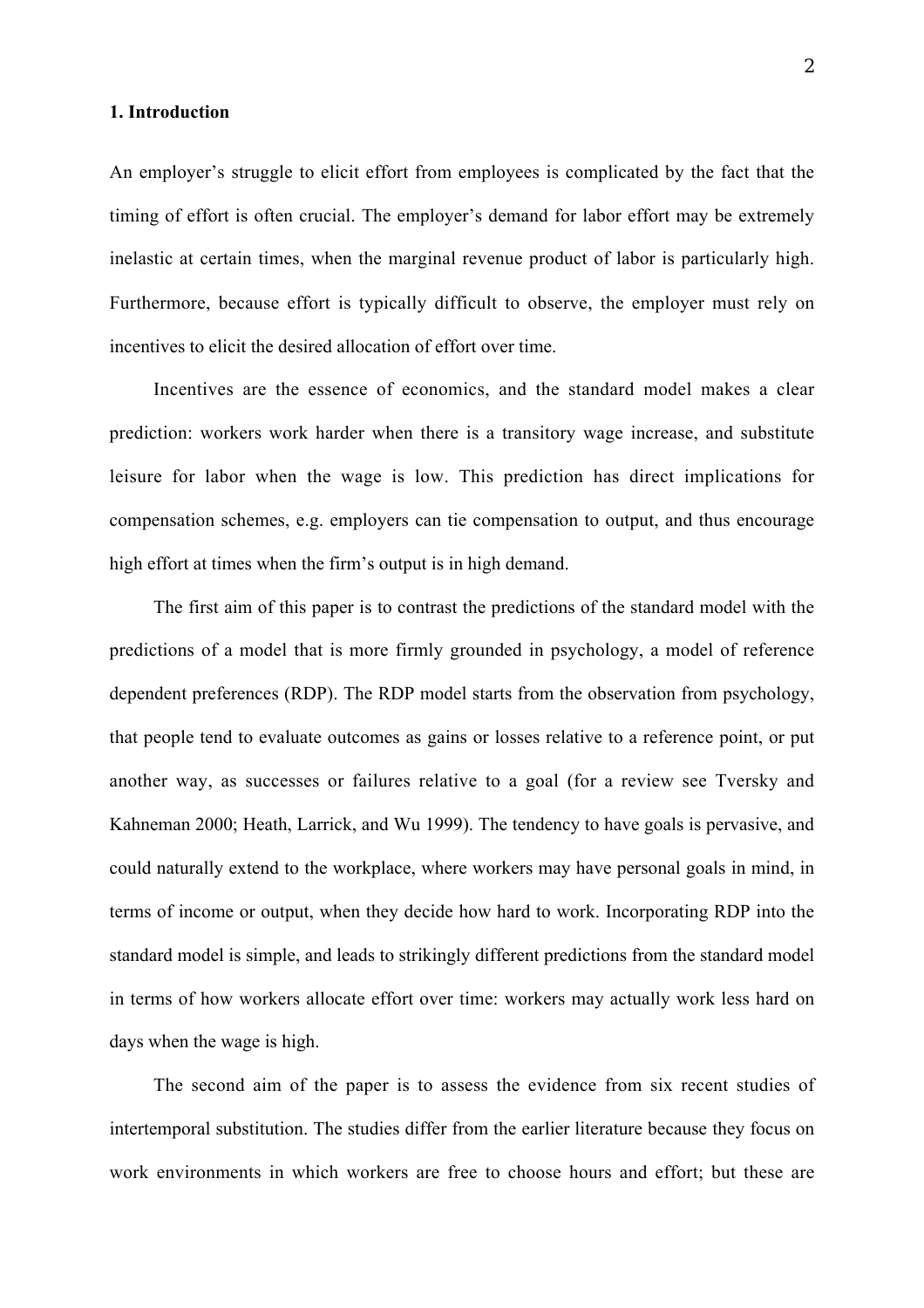## 1. Introduction

An employer's struggle to elicit effort from employees is complicated by the fact that the timing of effort is often crucial. The employer's demand for labor effort may be extremely inelastic at certain times, when the marginal revenue product of labor is particularly high. Furthermore, because effort is typically difficult to observe, the employer must rely on incentives to elicit the desired allocation of effort over time.

Incentives are the essence of economics, and the standard model makes a clear prediction: workers work harder when there is a transitory wage increase, and substitute leisure for labor when the wage is low. This prediction has direct implications for compensation schemes, e.g. employers can tie compensation to output, and thus encourage high effort at times when the firm's output is in high demand.

The first aim of this paper is to contrast the predictions of the standard model with the predictions of a model that is more firmly grounded in psychology, a model of reference dependent preferences (RDP). The RDP model starts from the observation from psychology, that people tend to evaluate outcomes as gains or losses relative to a reference point, or put another way, as successes or failures relative to a goal (for a review see Tversky and Kahneman 2000; Heath, Larrick, and Wu 1999). The tendency to have goals is pervasive, and could naturally extend to the workplace, where workers may have personal goals in mind, in terms of income or output, when they decide how hard to work. Incorporating RDP into the standard model is simple, and leads to strikingly different predictions from the standard model in terms of how workers allocate effort over time: workers may actually work less hard on days when the wage is high.

The second aim of the paper is to assess the evidence from six recent studies of intertemporal substitution. The studies differ from the earlier literature because they focus on work environments in which workers are free to choose hours and effort; but these are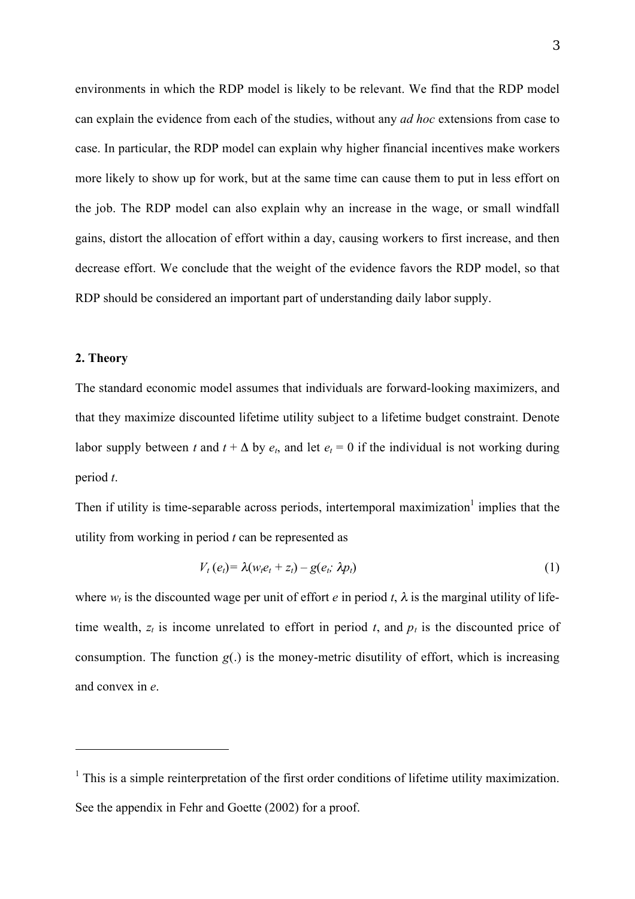environments in which the RDP model is likely to be relevant. We find that the RDP model can explain the evidence from each of the studies, without any *ad hoc* extensions from case to case. In particular, the RDP model can explain why higher financial incentives make workers more likely to show up for work, but at the same time can cause them to put in less effort on the job. The RDP model can also explain why an increase in the wage, or small windfall gains, distort the allocation of effort within a day, causing workers to first increase, and then decrease effort. We conclude that the weight of the evidence favors the RDP model, so that RDP should be considered an important part of understanding daily labor supply.

## 2. Theory

The standard economic model assumes that individuals are forward-looking maximizers, and that they maximize discounted lifetime utility subject to a lifetime budget constraint. Denote labor supply between $t$ and $t + \Delta$ by $e_t$, and let $e_t = 0$ if the individual is not working during period $t$.

Then if utility is time-separable across periods, intertemporal maximization[1] implies that the utility from working in period $t$ can be represented as

$$V_t(e_t) = \lambda(w_t e_t + z_t) - g(e_t; \lambda p_t) \tag{1}$$

where $w_t$ is the discounted wage per unit of effort $e$ in period $t$, $\lambda$ is the marginal utility of life-time wealth, $z_t$ is income unrelated to effort in period $t$, and $p_t$ is the discounted price of consumption. The function $g(.)$ is the money-metric disutility of effort, which is increasing and convex in $e$.

---

[1] This is a simple reinterpretation of the first order conditions of lifetime utility maximization. See the appendix in Fehr and Goette (2002) for a proof.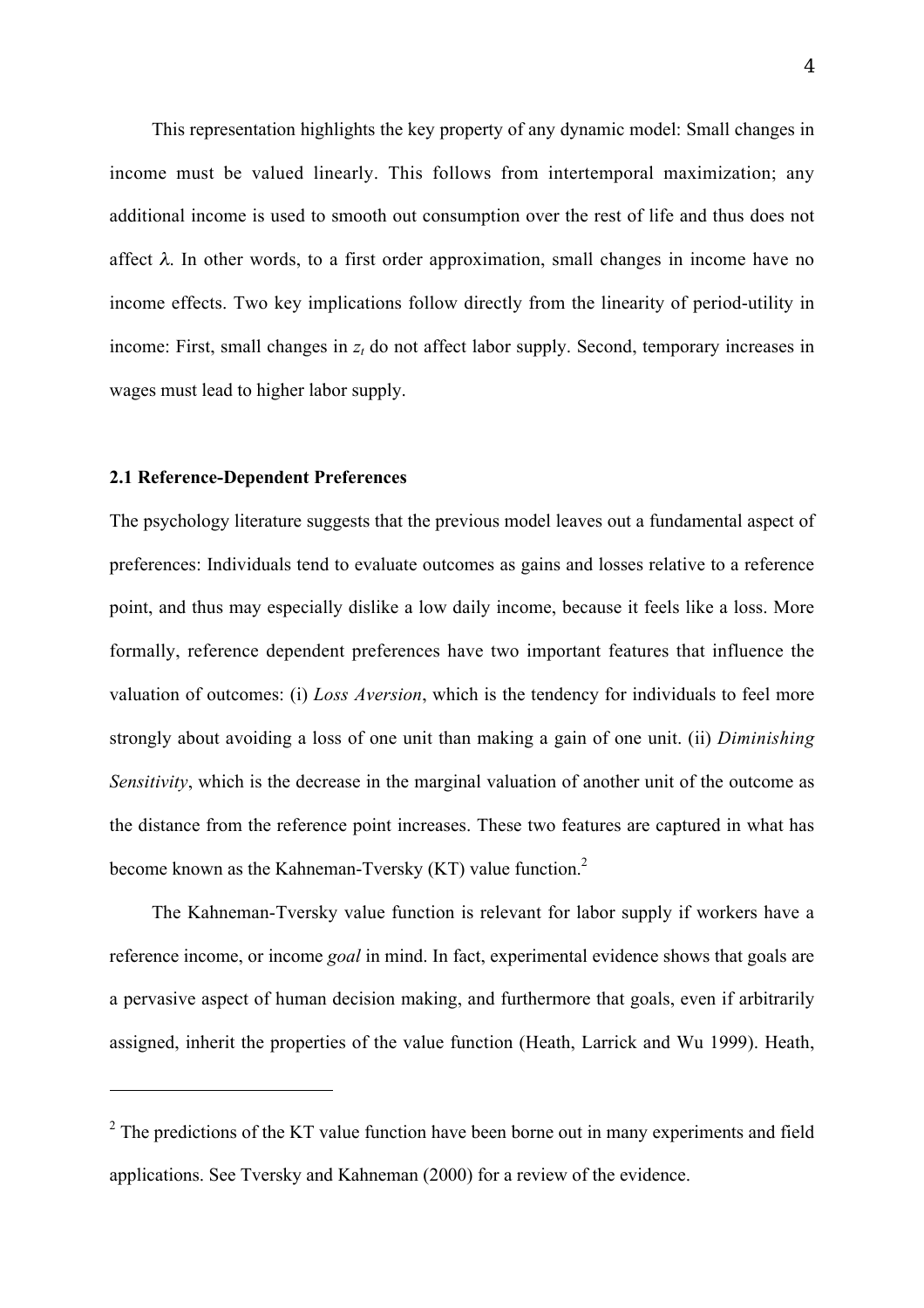This representation highlights the key property of any dynamic model: Small changes in income must be valued linearly. This follows from intertemporal maximization; any additional income is used to smooth out consumption over the rest of life and thus does not affect $\lambda$. In other words, to a first order approximation, small changes in income have no income effects. Two key implications follow directly from the linearity of period-utility in income: First, small changes in $z_t$ do not affect labor supply. Second, temporary increases in wages must lead to higher labor supply.

### 2.1 Reference-Dependent Preferences

The psychology literature suggests that the previous model leaves out a fundamental aspect of preferences: Individuals tend to evaluate outcomes as gains and losses relative to a reference point, and thus may especially dislike a low daily income, because it feels like a loss. More formally, reference dependent preferences have two important features that influence the valuation of outcomes: (i) *Loss Aversion*, which is the tendency for individuals to feel more strongly about avoiding a loss of one unit than making a gain of one unit. (ii) *Diminishing Sensitivity*, which is the decrease in the marginal valuation of another unit of the outcome as the distance from the reference point increases. These two features are captured in what has become known as the Kahneman-Tversky (KT) value function.[2]

The Kahneman-Tversky value function is relevant for labor supply if workers have a reference income, or income *goal* in mind. In fact, experimental evidence shows that goals are a pervasive aspect of human decision making, and furthermore that goals, even if arbitrarily assigned, inherit the properties of the value function (Heath, Larrick and Wu 1999). Heath,

---

[2] The predictions of the KT value function have been borne out in many experiments and field applications. See Tversky and Kahneman (2000) for a review of the evidence.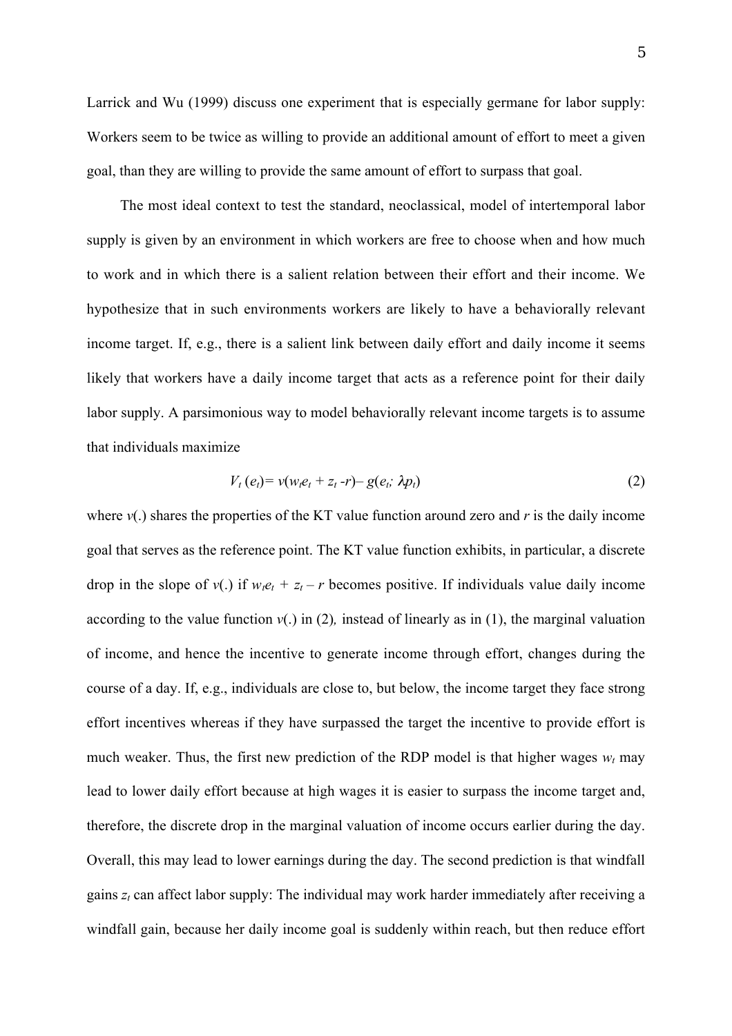Larrick and Wu (1999) discuss one experiment that is especially germane for labor supply: Workers seem to be twice as willing to provide an additional amount of effort to meet a given goal, than they are willing to provide the same amount of effort to surpass that goal.

The most ideal context to test the standard, neoclassical, model of intertemporal labor supply is given by an environment in which workers are free to choose when and how much to work and in which there is a salient relation between their effort and their income. We hypothesize that in such environments workers are likely to have a behaviorally relevant income target. If, e.g., there is a salient link between daily effort and daily income it seems likely that workers have a daily income target that acts as a reference point for their daily labor supply. A parsimonious way to model behaviorally relevant income targets is to assume that individuals maximize

$$V_t(e_t) = v(w_t e_t + z_t - r) - g(e_t; \lambda p_t) \tag{2}$$

where $v(.)$ shares the properties of the KT value function around zero and $r$ is the daily income goal that serves as the reference point. The KT value function exhibits, in particular, a discrete drop in the slope of $v(.)$ if $w_t e_t + z_t - r$ becomes positive. If individuals value daily income according to the value function $v(.)$ in (2), instead of linearly as in (1), the marginal valuation of income, and hence the incentive to generate income through effort, changes during the course of a day. If, e.g., individuals are close to, but below, the income target they face strong effort incentives whereas if they have surpassed the target the incentive to provide effort is much weaker. Thus, the first new prediction of the RDP model is that higher wages $w_t$ may lead to lower daily effort because at high wages it is easier to surpass the income target and, therefore, the discrete drop in the marginal valuation of income occurs earlier during the day. Overall, this may lead to lower earnings during the day. The second prediction is that windfall gains $z_t$ can affect labor supply: The individual may work harder immediately after receiving a windfall gain, because her daily income goal is suddenly within reach, but then reduce effort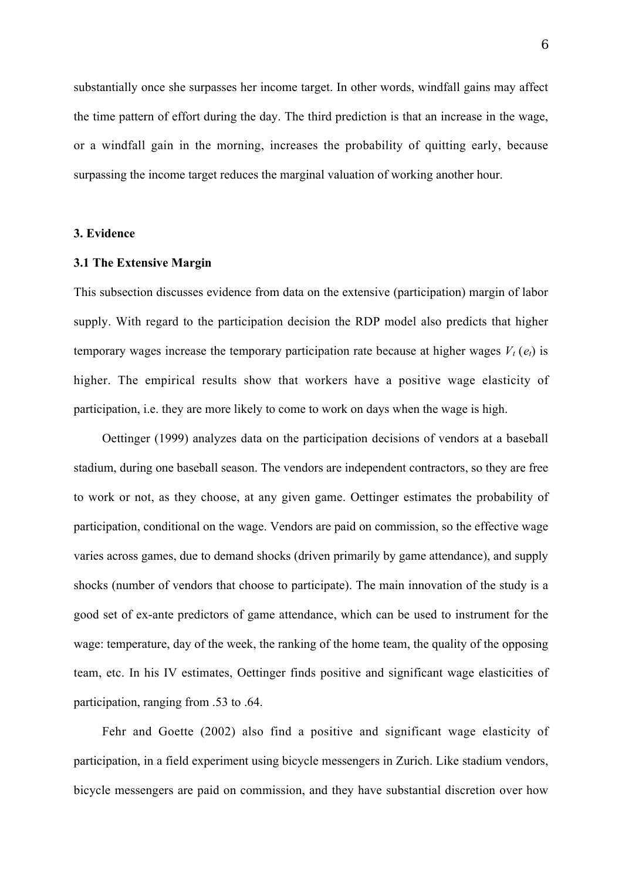substantially once she surpasses her income target. In other words, windfall gains may affect the time pattern of effort during the day. The third prediction is that an increase in the wage, or a windfall gain in the morning, increases the probability of quitting early, because surpassing the income target reduces the marginal valuation of working another hour.

## 3. Evidence

### 3.1 The Extensive Margin

This subsection discusses evidence from data on the extensive (participation) margin of labor supply. With regard to the participation decision the RDP model also predicts that higher temporary wages increase the temporary participation rate because at higher wages $V_t\,(e_t)$ is higher. The empirical results show that workers have a positive wage elasticity of participation, i.e. they are more likely to come to work on days when the wage is high.

Oettinger (1999) analyzes data on the participation decisions of vendors at a baseball stadium, during one baseball season. The vendors are independent contractors, so they are free to work or not, as they choose, at any given game. Oettinger estimates the probability of participation, conditional on the wage. Vendors are paid on commission, so the effective wage varies across games, due to demand shocks (driven primarily by game attendance), and supply shocks (number of vendors that choose to participate). The main innovation of the study is a good set of ex-ante predictors of game attendance, which can be used to instrument for the wage: temperature, day of the week, the ranking of the home team, the quality of the opposing team, etc. In his IV estimates, Oettinger finds positive and significant wage elasticities of participation, ranging from .53 to .64.

Fehr and Goette (2002) also find a positive and significant wage elasticity of participation, in a field experiment using bicycle messengers in Zurich. Like stadium vendors, bicycle messengers are paid on commission, and they have substantial discretion over how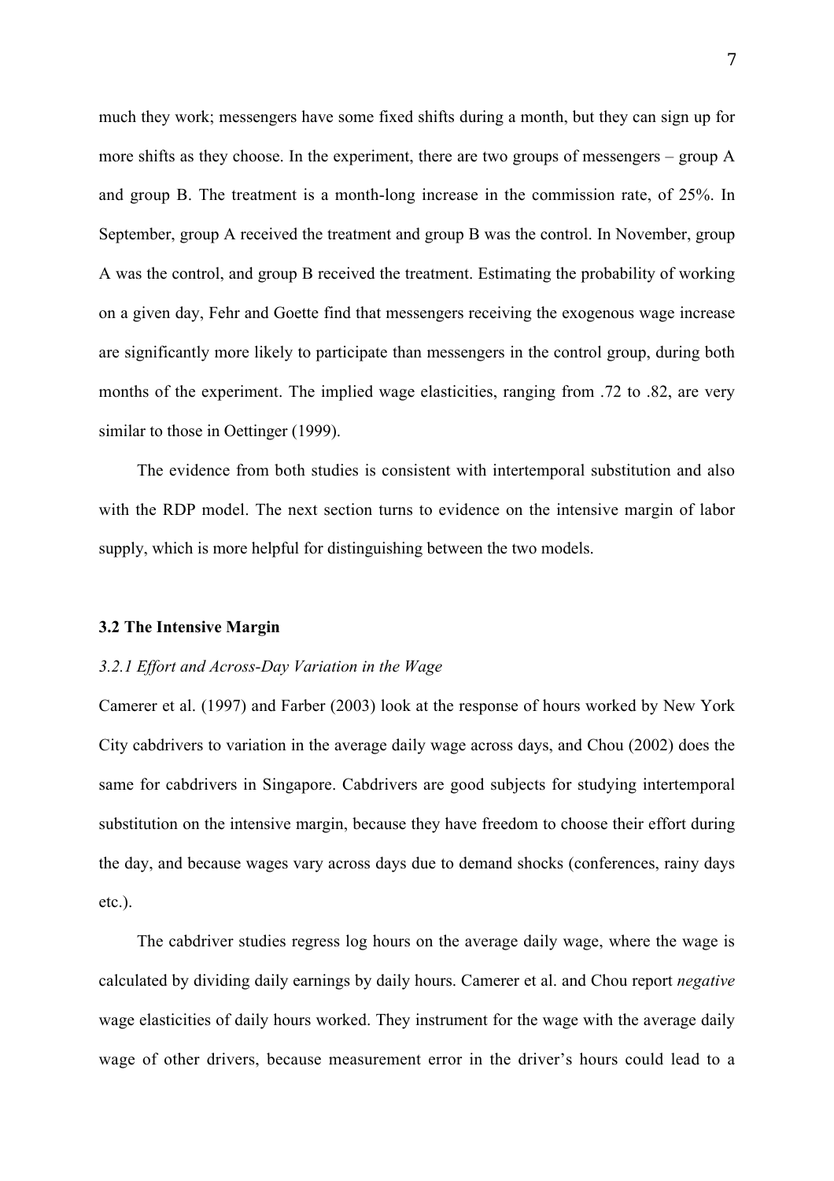much they work; messengers have some fixed shifts during a month, but they can sign up for more shifts as they choose. In the experiment, there are two groups of messengers – group A and group B. The treatment is a month-long increase in the commission rate, of 25%. In September, group A received the treatment and group B was the control. In November, group A was the control, and group B received the treatment. Estimating the probability of working on a given day, Fehr and Goette find that messengers receiving the exogenous wage increase are significantly more likely to participate than messengers in the control group, during both months of the experiment. The implied wage elasticities, ranging from .72 to .82, are very similar to those in Oettinger (1999).

The evidence from both studies is consistent with intertemporal substitution and also with the RDP model. The next section turns to evidence on the intensive margin of labor supply, which is more helpful for distinguishing between the two models.

### 3.2 The Intensive Margin

#### *3.2.1 Effort and Across-Day Variation in the Wage*

Camerer et al. (1997) and Farber (2003) look at the response of hours worked by New York City cabdrivers to variation in the average daily wage across days, and Chou (2002) does the same for cabdrivers in Singapore. Cabdrivers are good subjects for studying intertemporal substitution on the intensive margin, because they have freedom to choose their effort during the day, and because wages vary across days due to demand shocks (conferences, rainy days etc.).

The cabdriver studies regress log hours on the average daily wage, where the wage is calculated by dividing daily earnings by daily hours. Camerer et al. and Chou report *negative* wage elasticities of daily hours worked. They instrument for the wage with the average daily wage of other drivers, because measurement error in the driver's hours could lead to a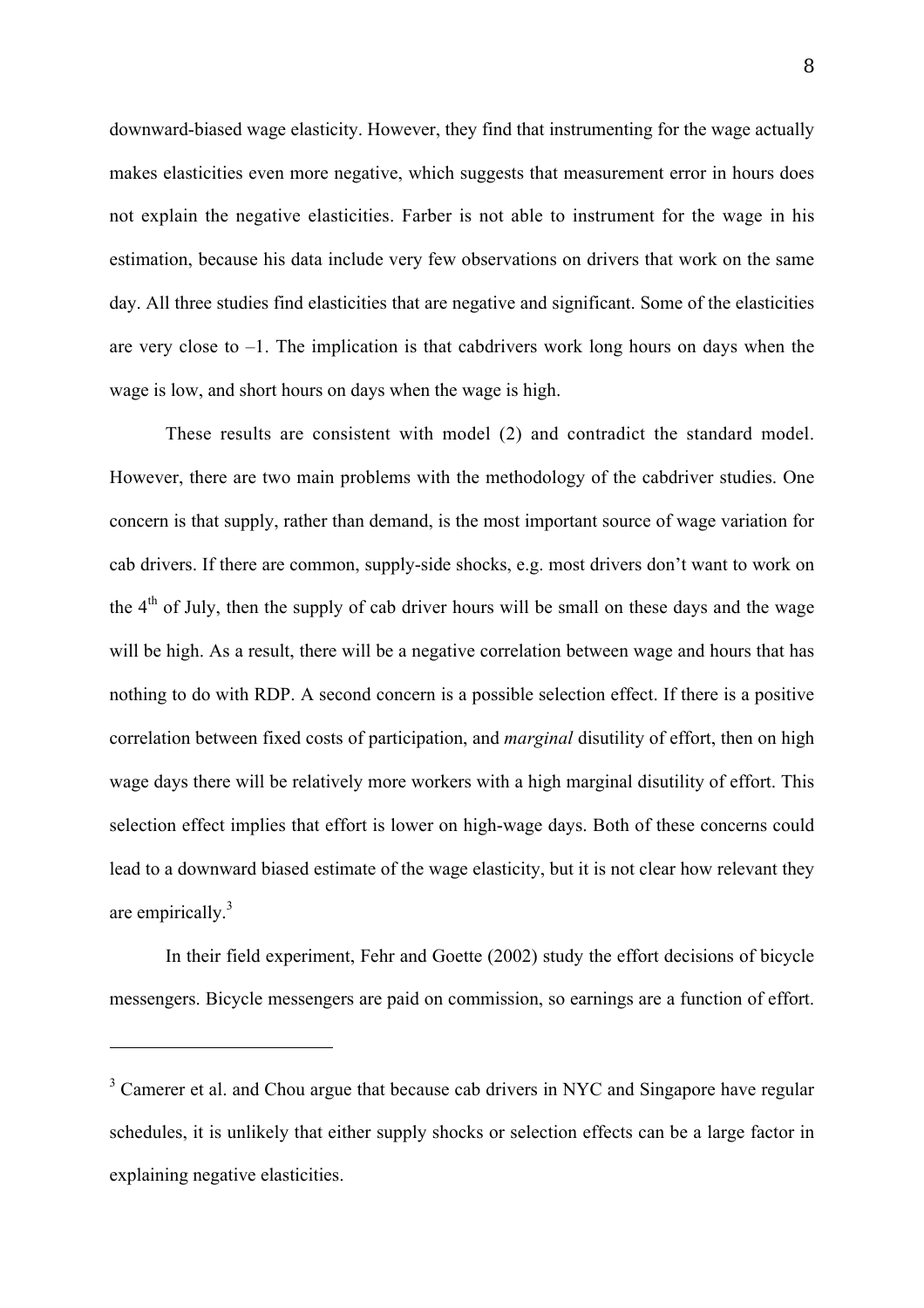downward-biased wage elasticity. However, they find that instrumenting for the wage actually makes elasticities even more negative, which suggests that measurement error in hours does not explain the negative elasticities. Farber is not able to instrument for the wage in his estimation, because his data include very few observations on drivers that work on the same day. All three studies find elasticities that are negative and significant. Some of the elasticities are very close to –1. The implication is that cabdrivers work long hours on days when the wage is low, and short hours on days when the wage is high.

These results are consistent with model (2) and contradict the standard model. However, there are two main problems with the methodology of the cabdriver studies. One concern is that supply, rather than demand, is the most important source of wage variation for cab drivers. If there are common, supply-side shocks, e.g. most drivers don't want to work on the 4th of July, then the supply of cab driver hours will be small on these days and the wage will be high. As a result, there will be a negative correlation between wage and hours that has nothing to do with RDP. A second concern is a possible selection effect. If there is a positive correlation between fixed costs of participation, and *marginal* disutility of effort, then on high wage days there will be relatively more workers with a high marginal disutility of effort. This selection effect implies that effort is lower on high-wage days. Both of these concerns could lead to a downward biased estimate of the wage elasticity, but it is not clear how relevant they are empirically.[3]

In their field experiment, Fehr and Goette (2002) study the effort decisions of bicycle messengers. Bicycle messengers are paid on commission, so earnings are a function of effort.

---

[3] Camerer et al. and Chou argue that because cab drivers in NYC and Singapore have regular schedules, it is unlikely that either supply shocks or selection effects can be a large factor in explaining negative elasticities.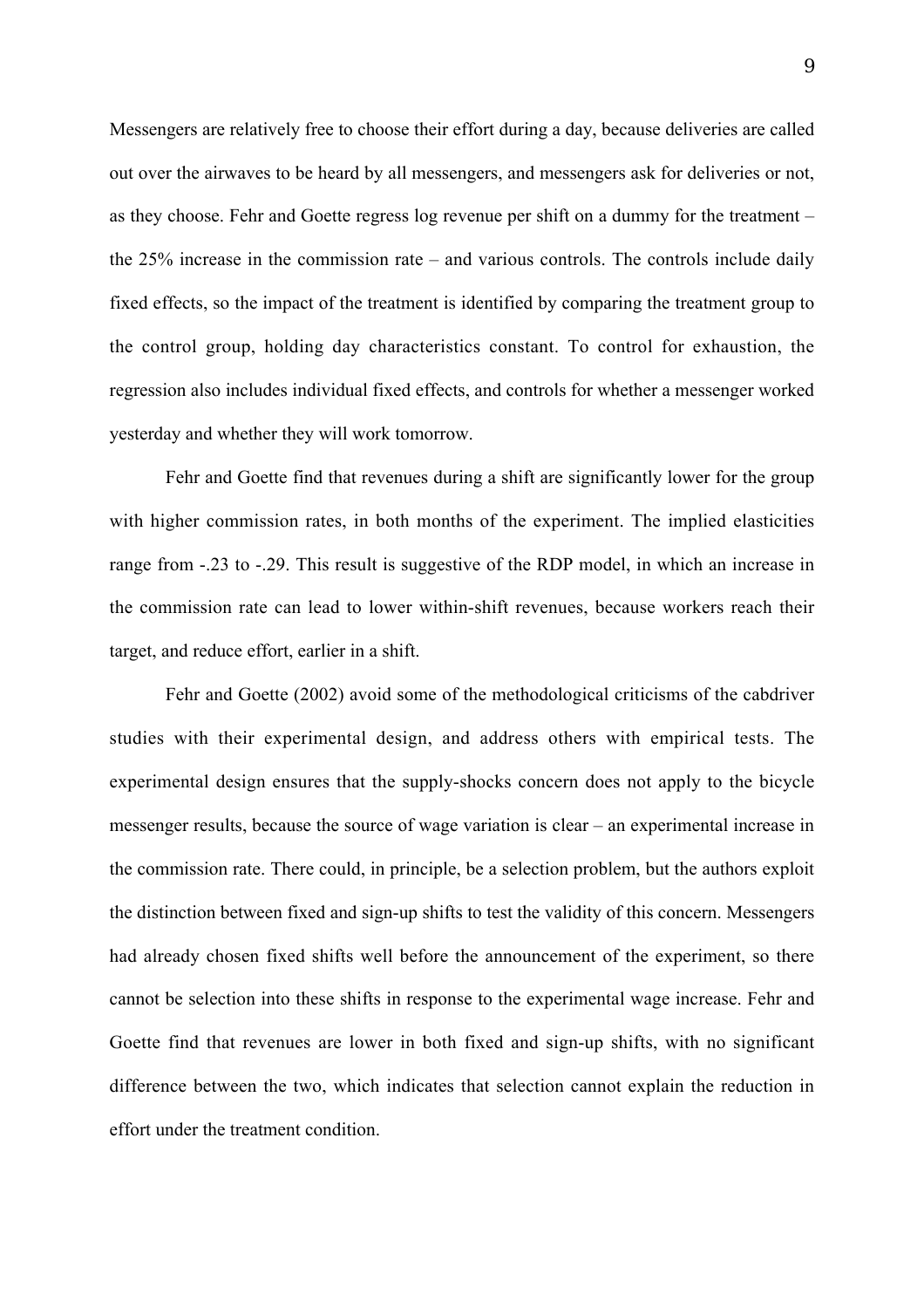Messengers are relatively free to choose their effort during a day, because deliveries are called out over the airwaves to be heard by all messengers, and messengers ask for deliveries or not, as they choose. Fehr and Goette regress log revenue per shift on a dummy for the treatment – the 25% increase in the commission rate – and various controls. The controls include daily fixed effects, so the impact of the treatment is identified by comparing the treatment group to the control group, holding day characteristics constant. To control for exhaustion, the regression also includes individual fixed effects, and controls for whether a messenger worked yesterday and whether they will work tomorrow.

Fehr and Goette find that revenues during a shift are significantly lower for the group with higher commission rates, in both months of the experiment. The implied elasticities range from -.23 to -.29. This result is suggestive of the RDP model, in which an increase in the commission rate can lead to lower within-shift revenues, because workers reach their target, and reduce effort, earlier in a shift.

Fehr and Goette (2002) avoid some of the methodological criticisms of the cabdriver studies with their experimental design, and address others with empirical tests. The experimental design ensures that the supply-shocks concern does not apply to the bicycle messenger results, because the source of wage variation is clear – an experimental increase in the commission rate. There could, in principle, be a selection problem, but the authors exploit the distinction between fixed and sign-up shifts to test the validity of this concern. Messengers had already chosen fixed shifts well before the announcement of the experiment, so there cannot be selection into these shifts in response to the experimental wage increase. Fehr and Goette find that revenues are lower in both fixed and sign-up shifts, with no significant difference between the two, which indicates that selection cannot explain the reduction in effort under the treatment condition.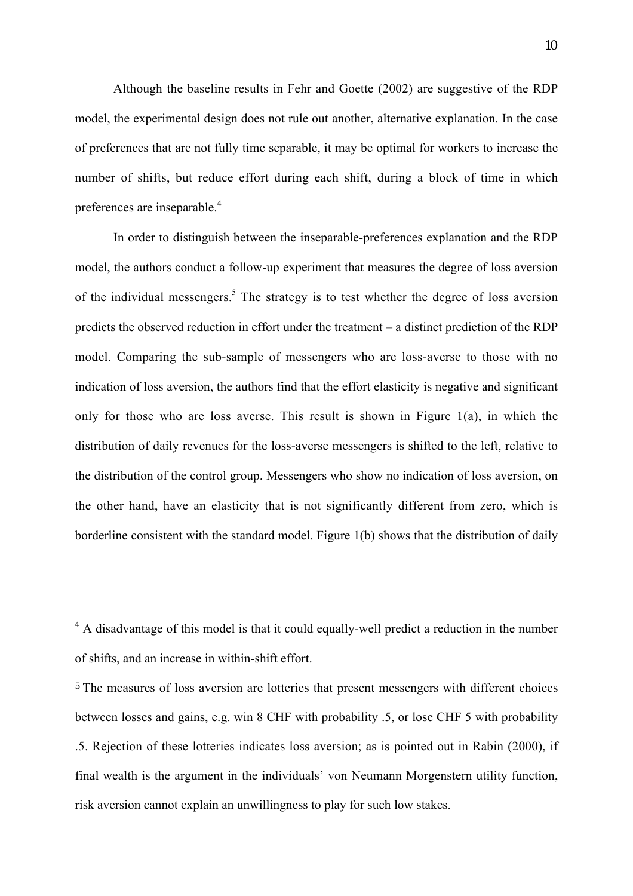Although the baseline results in Fehr and Goette (2002) are suggestive of the RDP model, the experimental design does not rule out another, alternative explanation. In the case of preferences that are not fully time separable, it may be optimal for workers to increase the number of shifts, but reduce effort during each shift, during a block of time in which preferences are inseparable.[4]

In order to distinguish between the inseparable-preferences explanation and the RDP model, the authors conduct a follow-up experiment that measures the degree of loss aversion of the individual messengers.[5] The strategy is to test whether the degree of loss aversion predicts the observed reduction in effort under the treatment – a distinct prediction of the RDP model. Comparing the sub-sample of messengers who are loss-averse to those with no indication of loss aversion, the authors find that the effort elasticity is negative and significant only for those who are loss averse. This result is shown in Figure 1(a), in which the distribution of daily revenues for the loss-averse messengers is shifted to the left, relative to the distribution of the control group. Messengers who show no indication of loss aversion, on the other hand, have an elasticity that is not significantly different from zero, which is borderline consistent with the standard model. Figure 1(b) shows that the distribution of daily

---

[4] A disadvantage of this model is that it could equally-well predict a reduction in the number of shifts, and an increase in within-shift effort.

[5] The measures of loss aversion are lotteries that present messengers with different choices between losses and gains, e.g. win 8 CHF with probability .5, or lose CHF 5 with probability .5. Rejection of these lotteries indicates loss aversion; as is pointed out in Rabin (2000), if final wealth is the argument in the individuals' von Neumann Morgenstern utility function, risk aversion cannot explain an unwillingness to play for such low stakes.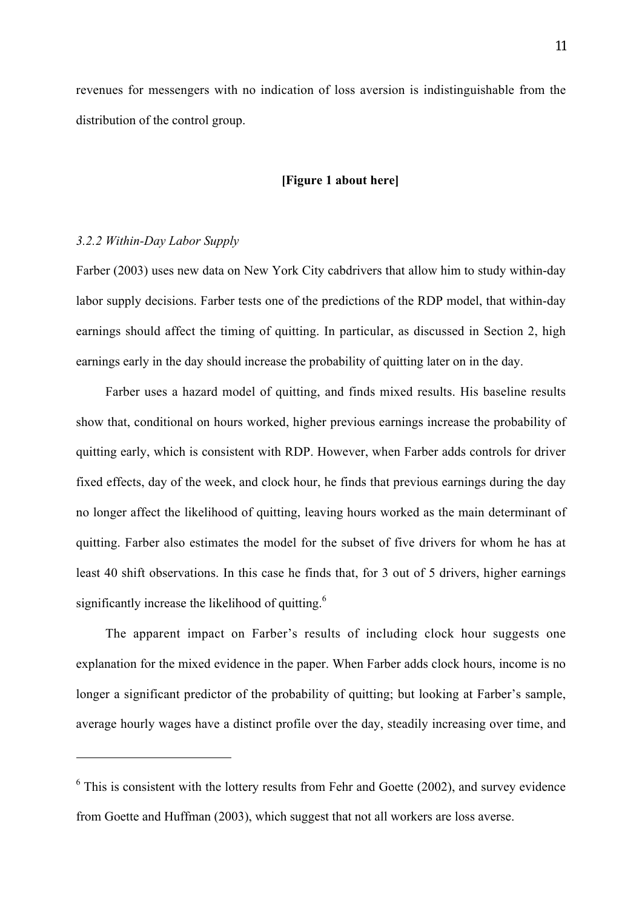revenues for messengers with no indication of loss aversion is indistinguishable from the distribution of the control group.

**[Figure 1 about here]**

### *3.2.2 Within-Day Labor Supply*

Farber (2003) uses new data on New York City cabdrivers that allow him to study within-day labor supply decisions. Farber tests one of the predictions of the RDP model, that within-day earnings should affect the timing of quitting. In particular, as discussed in Section 2, high earnings early in the day should increase the probability of quitting later on in the day.

Farber uses a hazard model of quitting, and finds mixed results. His baseline results show that, conditional on hours worked, higher previous earnings increase the probability of quitting early, which is consistent with RDP. However, when Farber adds controls for driver fixed effects, day of the week, and clock hour, he finds that previous earnings during the day no longer affect the likelihood of quitting, leaving hours worked as the main determinant of quitting. Farber also estimates the model for the subset of five drivers for whom he has at least 40 shift observations. In this case he finds that, for 3 out of 5 drivers, higher earnings significantly increase the likelihood of quitting.[6]

The apparent impact on Farber's results of including clock hour suggests one explanation for the mixed evidence in the paper. When Farber adds clock hours, income is no longer a significant predictor of the probability of quitting; but looking at Farber's sample, average hourly wages have a distinct profile over the day, steadily increasing over time, and

---

[6] This is consistent with the lottery results from Fehr and Goette (2002), and survey evidence from Goette and Huffman (2003), which suggest that not all workers are loss averse.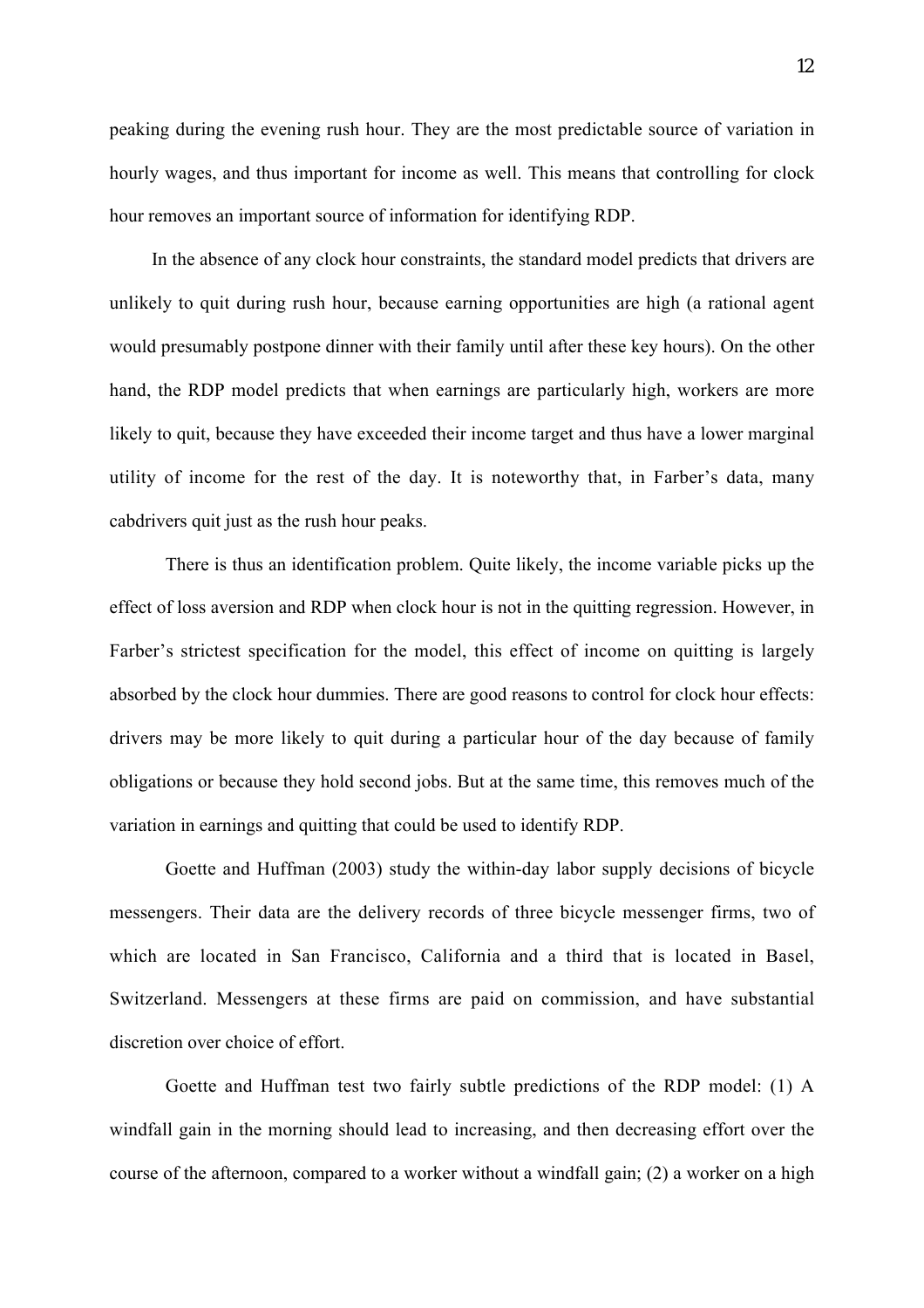peaking during the evening rush hour. They are the most predictable source of variation in hourly wages, and thus important for income as well. This means that controlling for clock hour removes an important source of information for identifying RDP.

In the absence of any clock hour constraints, the standard model predicts that drivers are unlikely to quit during rush hour, because earning opportunities are high (a rational agent would presumably postpone dinner with their family until after these key hours). On the other hand, the RDP model predicts that when earnings are particularly high, workers are more likely to quit, because they have exceeded their income target and thus have a lower marginal utility of income for the rest of the day. It is noteworthy that, in Farber's data, many cabdrivers quit just as the rush hour peaks.

There is thus an identification problem. Quite likely, the income variable picks up the effect of loss aversion and RDP when clock hour is not in the quitting regression. However, in Farber's strictest specification for the model, this effect of income on quitting is largely absorbed by the clock hour dummies. There are good reasons to control for clock hour effects: drivers may be more likely to quit during a particular hour of the day because of family obligations or because they hold second jobs. But at the same time, this removes much of the variation in earnings and quitting that could be used to identify RDP.

Goette and Huffman (2003) study the within-day labor supply decisions of bicycle messengers. Their data are the delivery records of three bicycle messenger firms, two of which are located in San Francisco, California and a third that is located in Basel, Switzerland. Messengers at these firms are paid on commission, and have substantial discretion over choice of effort.

Goette and Huffman test two fairly subtle predictions of the RDP model: (1) A windfall gain in the morning should lead to increasing, and then decreasing effort over the course of the afternoon, compared to a worker without a windfall gain; (2) a worker on a high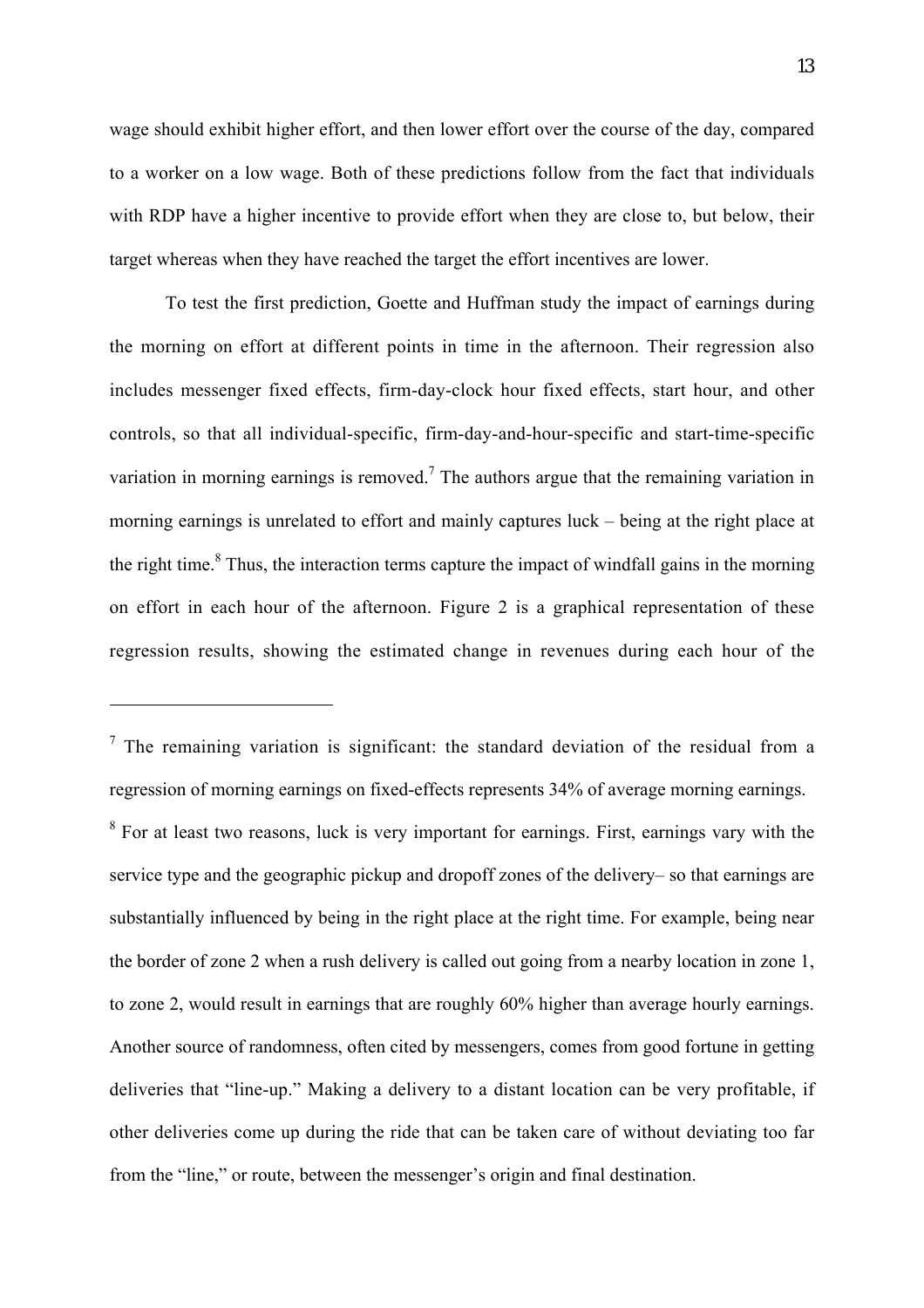wage should exhibit higher effort, and then lower effort over the course of the day, compared to a worker on a low wage. Both of these predictions follow from the fact that individuals with RDP have a higher incentive to provide effort when they are close to, but below, their target whereas when they have reached the target the effort incentives are lower.

To test the first prediction, Goette and Huffman study the impact of earnings during the morning on effort at different points in time in the afternoon. Their regression also includes messenger fixed effects, firm-day-clock hour fixed effects, start hour, and other controls, so that all individual-specific, firm-day-and-hour-specific and start-time-specific variation in morning earnings is removed.[7] The authors argue that the remaining variation in morning earnings is unrelated to effort and mainly captures luck – being at the right place at the right time.[8] Thus, the interaction terms capture the impact of windfall gains in the morning on effort in each hour of the afternoon. Figure 2 is a graphical representation of these regression results, showing the estimated change in revenues during each hour of the

---

[7] The remaining variation is significant: the standard deviation of the residual from a regression of morning earnings on fixed-effects represents 34% of average morning earnings.

[8] For at least two reasons, luck is very important for earnings. First, earnings vary with the service type and the geographic pickup and dropoff zones of the delivery– so that earnings are substantially influenced by being in the right place at the right time. For example, being near the border of zone 2 when a rush delivery is called out going from a nearby location in zone 1, to zone 2, would result in earnings that are roughly 60% higher than average hourly earnings. Another source of randomness, often cited by messengers, comes from good fortune in getting deliveries that "line-up." Making a delivery to a distant location can be very profitable, if other deliveries come up during the ride that can be taken care of without deviating too far from the "line," or route, between the messenger's origin and final destination.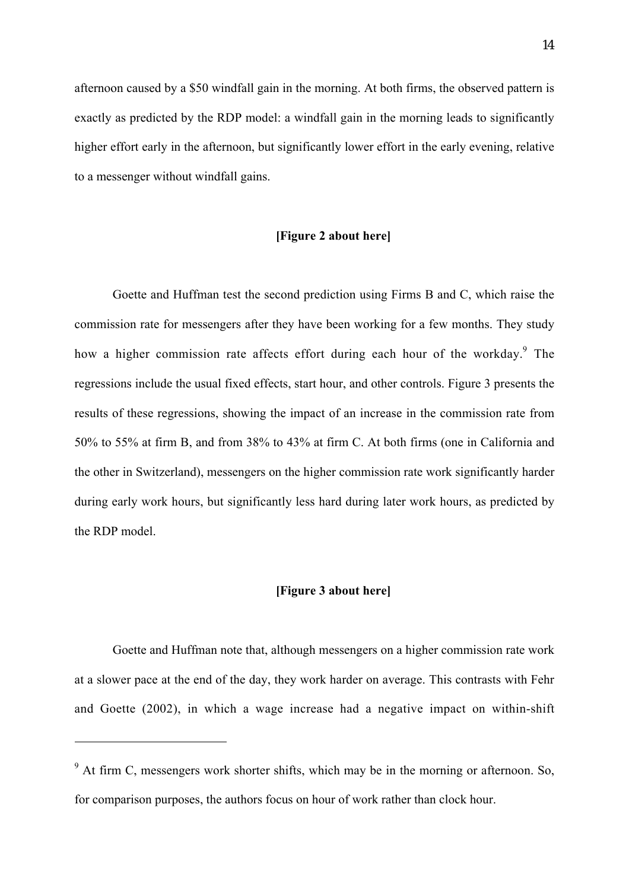afternoon caused by a \$50 windfall gain in the morning. At both firms, the observed pattern is exactly as predicted by the RDP model: a windfall gain in the morning leads to significantly higher effort early in the afternoon, but significantly lower effort in the early evening, relative to a messenger without windfall gains.

**[Figure 2 about here]**

Goette and Huffman test the second prediction using Firms B and C, which raise the commission rate for messengers after they have been working for a few months. They study how a higher commission rate affects effort during each hour of the workday.[9] The regressions include the usual fixed effects, start hour, and other controls. Figure 3 presents the results of these regressions, showing the impact of an increase in the commission rate from 50% to 55% at firm B, and from 38% to 43% at firm C. At both firms (one in California and the other in Switzerland), messengers on the higher commission rate work significantly harder during early work hours, but significantly less hard during later work hours, as predicted by the RDP model.

**[Figure 3 about here]**

Goette and Huffman note that, although messengers on a higher commission rate work at a slower pace at the end of the day, they work harder on average. This contrasts with Fehr and Goette (2002), in which a wage increase had a negative impact on within-shift

---

[9] At firm C, messengers work shorter shifts, which may be in the morning or afternoon. So, for comparison purposes, the authors focus on hour of work rather than clock hour.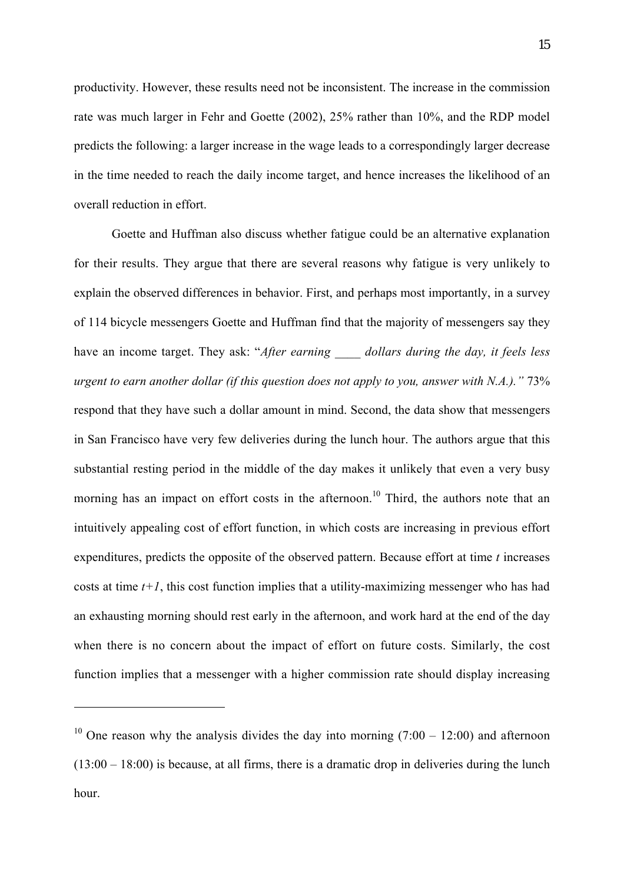productivity. However, these results need not be inconsistent. The increase in the commission rate was much larger in Fehr and Goette (2002), 25% rather than 10%, and the RDP model predicts the following: a larger increase in the wage leads to a correspondingly larger decrease in the time needed to reach the daily income target, and hence increases the likelihood of an overall reduction in effort.

Goette and Huffman also discuss whether fatigue could be an alternative explanation for their results. They argue that there are several reasons why fatigue is very unlikely to explain the observed differences in behavior. First, and perhaps most importantly, in a survey of 114 bicycle messengers Goette and Huffman find that the majority of messengers say they have an income target. They ask: "*After earning ____ dollars during the day, it feels less urgent to earn another dollar (if this question does not apply to you, answer with N.A.).*" 73% respond that they have such a dollar amount in mind. Second, the data show that messengers in San Francisco have very few deliveries during the lunch hour. The authors argue that this substantial resting period in the middle of the day makes it unlikely that even a very busy morning has an impact on effort costs in the afternoon.[10] Third, the authors note that an intuitively appealing cost of effort function, in which costs are increasing in previous effort expenditures, predicts the opposite of the observed pattern. Because effort at time $t$ increases costs at time $t+1$, this cost function implies that a utility-maximizing messenger who has had an exhausting morning should rest early in the afternoon, and work hard at the end of the day when there is no concern about the impact of effort on future costs. Similarly, the cost function implies that a messenger with a higher commission rate should display increasing

[10] One reason why the analysis divides the day into morning (7:00 – 12:00) and afternoon (13:00 – 18:00) is because, at all firms, there is a dramatic drop in deliveries during the lunch hour.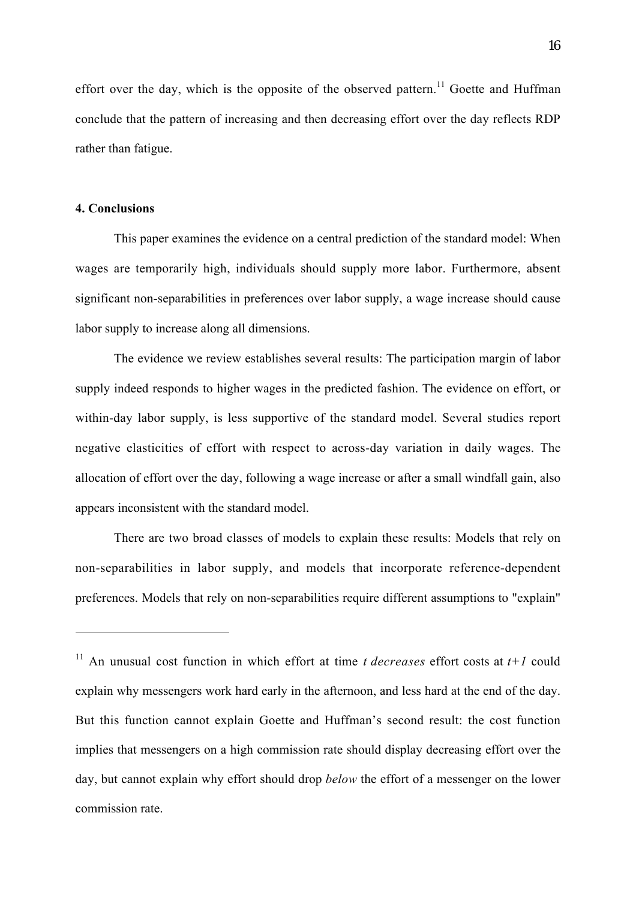effort over the day, which is the opposite of the observed pattern.[11] Goette and Huffman conclude that the pattern of increasing and then decreasing effort over the day reflects RDP rather than fatigue.

#### 4. Conclusions

This paper examines the evidence on a central prediction of the standard model: When wages are temporarily high, individuals should supply more labor. Furthermore, absent significant non-separabilities in preferences over labor supply, a wage increase should cause labor supply to increase along all dimensions.

The evidence we review establishes several results: The participation margin of labor supply indeed responds to higher wages in the predicted fashion. The evidence on effort, or within-day labor supply, is less supportive of the standard model. Several studies report negative elasticities of effort with respect to across-day variation in daily wages. The allocation of effort over the day, following a wage increase or after a small windfall gain, also appears inconsistent with the standard model.

There are two broad classes of models to explain these results: Models that rely on non-separabilities in labor supply, and models that incorporate reference-dependent preferences. Models that rely on non-separabilities require different assumptions to "explain"

---

[11] An unusual cost function in which effort at time *t decreases* effort costs at *t+1* could explain why messengers work hard early in the afternoon, and less hard at the end of the day. But this function cannot explain Goette and Huffman's second result: the cost function implies that messengers on a high commission rate should display decreasing effort over the day, but cannot explain why effort should drop *below* the effort of a messenger on the lower commission rate.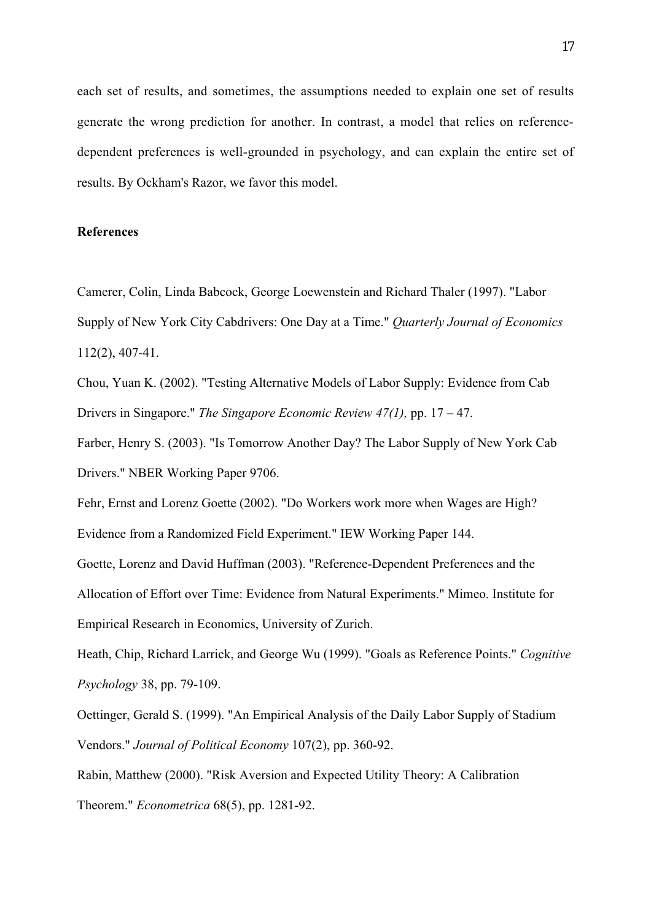each set of results, and sometimes, the assumptions needed to explain one set of results generate the wrong prediction for another. In contrast, a model that relies on reference-dependent preferences is well-grounded in psychology, and can explain the entire set of results. By Ockham's Razor, we favor this model.

**References**

Camerer, Colin, Linda Babcock, George Loewenstein and Richard Thaler (1997). "Labor Supply of New York City Cabdrivers: One Day at a Time." *Quarterly Journal of Economics* 112(2), 407-41.

Chou, Yuan K. (2002). "Testing Alternative Models of Labor Supply: Evidence from Cab Drivers in Singapore." *The Singapore Economic Review 47(1),* pp. 17 – 47.

Farber, Henry S. (2003). "Is Tomorrow Another Day? The Labor Supply of New York Cab Drivers." NBER Working Paper 9706.

Fehr, Ernst and Lorenz Goette (2002). "Do Workers work more when Wages are High? Evidence from a Randomized Field Experiment." IEW Working Paper 144.

Goette, Lorenz and David Huffman (2003). "Reference-Dependent Preferences and the Allocation of Effort over Time: Evidence from Natural Experiments." Mimeo. Institute for Empirical Research in Economics, University of Zurich.

Heath, Chip, Richard Larrick, and George Wu (1999). "Goals as Reference Points." *Cognitive Psychology* 38, pp. 79-109.

Oettinger, Gerald S. (1999). "An Empirical Analysis of the Daily Labor Supply of Stadium Vendors." *Journal of Political Economy* 107(2), pp. 360-92.

Rabin, Matthew (2000). "Risk Aversion and Expected Utility Theory: A Calibration Theorem." *Econometrica* 68(5), pp. 1281-92.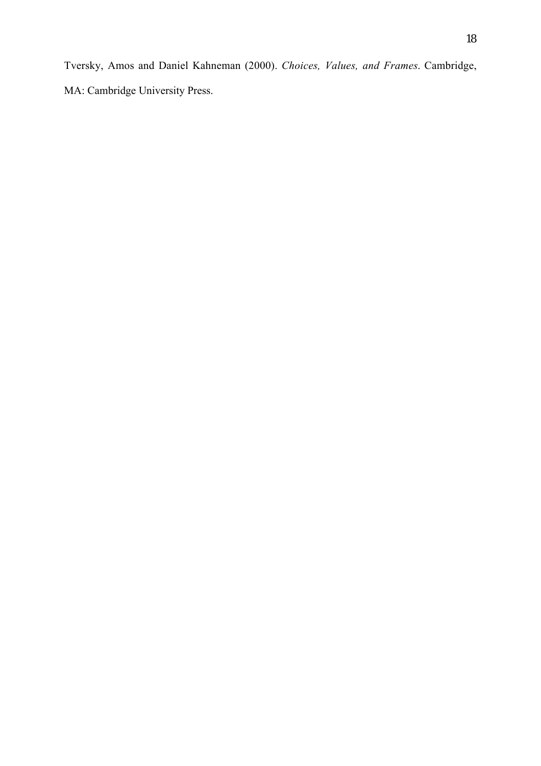Tversky, Amos and Daniel Kahneman (2000). *Choices, Values, and Frames*. Cambridge, MA: Cambridge University Press.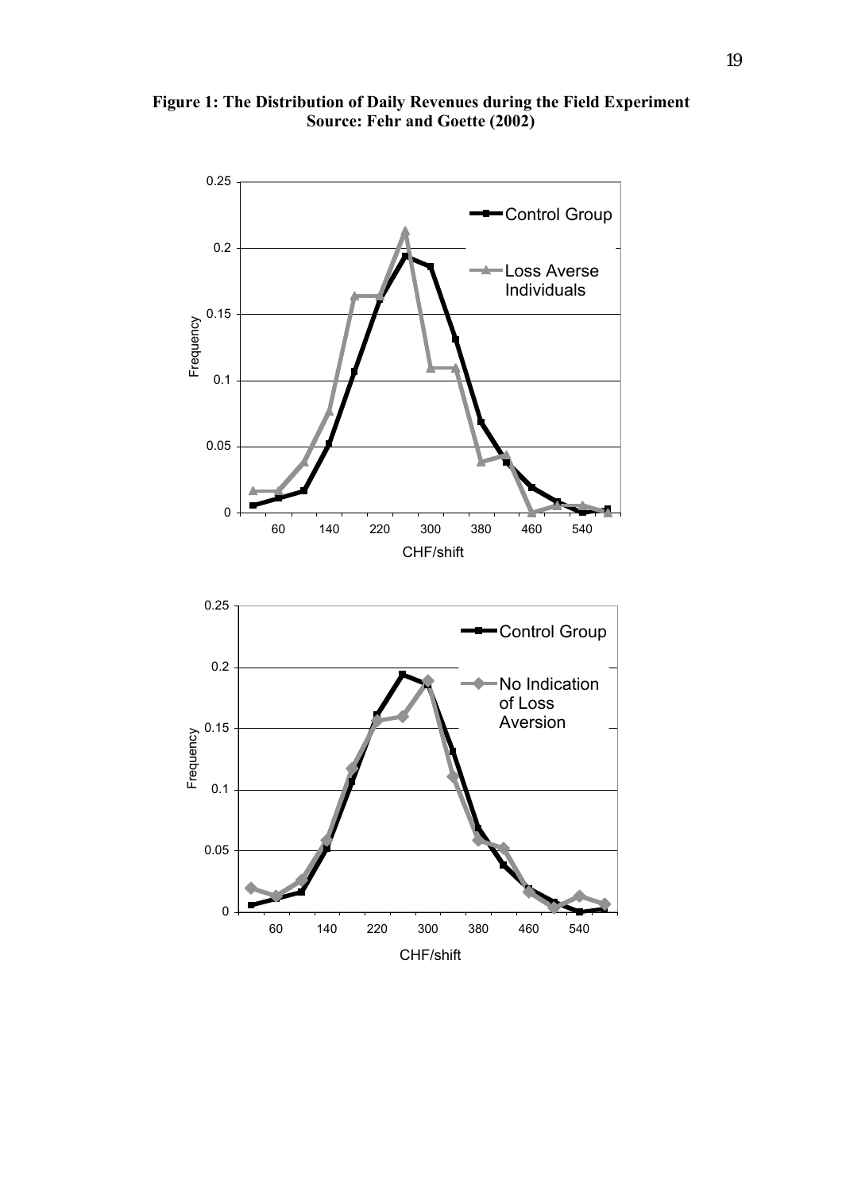**Figure 1: The Distribution of Daily Revenues during the Field Experiment**
**Source: Fehr and Goette (2002)**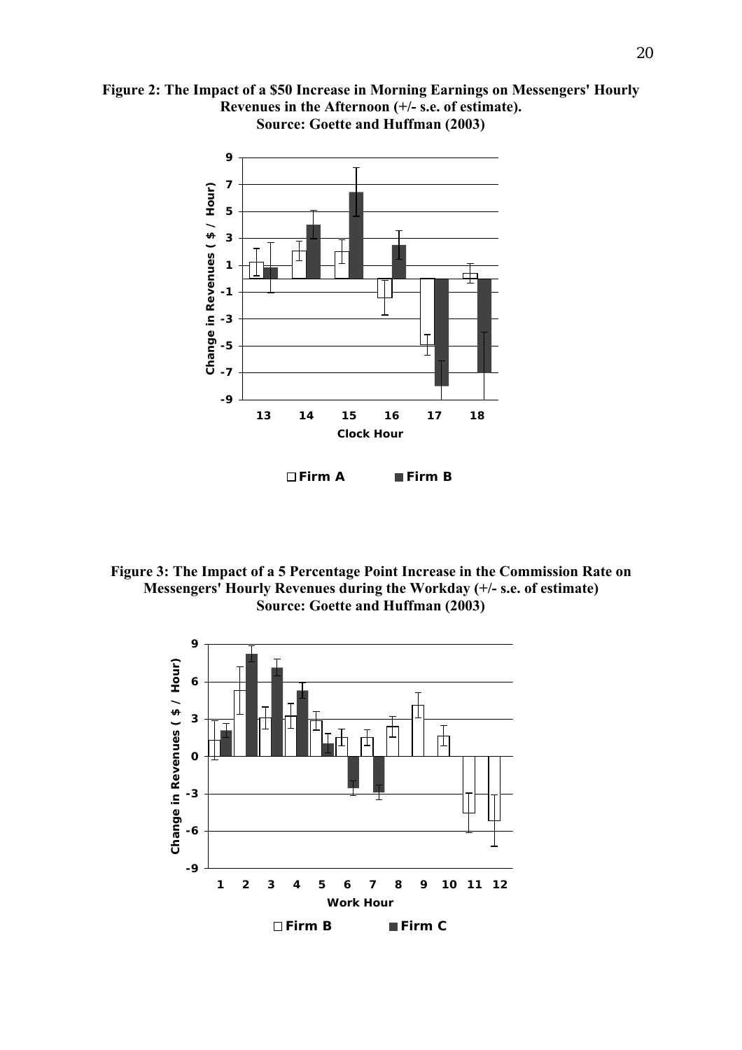**Figure 2: The Impact of a \$50 Increase in Morning Earnings on Messengers' Hourly Revenues in the Afternoon (+/- s.e. of estimate).**
**Source: Goette and Huffman (2003)**

**Figure 3: The Impact of a 5 Percentage Point Increase in the Commission Rate on Messengers' Hourly Revenues during the Workday (+/- s.e. of estimate)**
**Source: Goette and Huffman (2003)**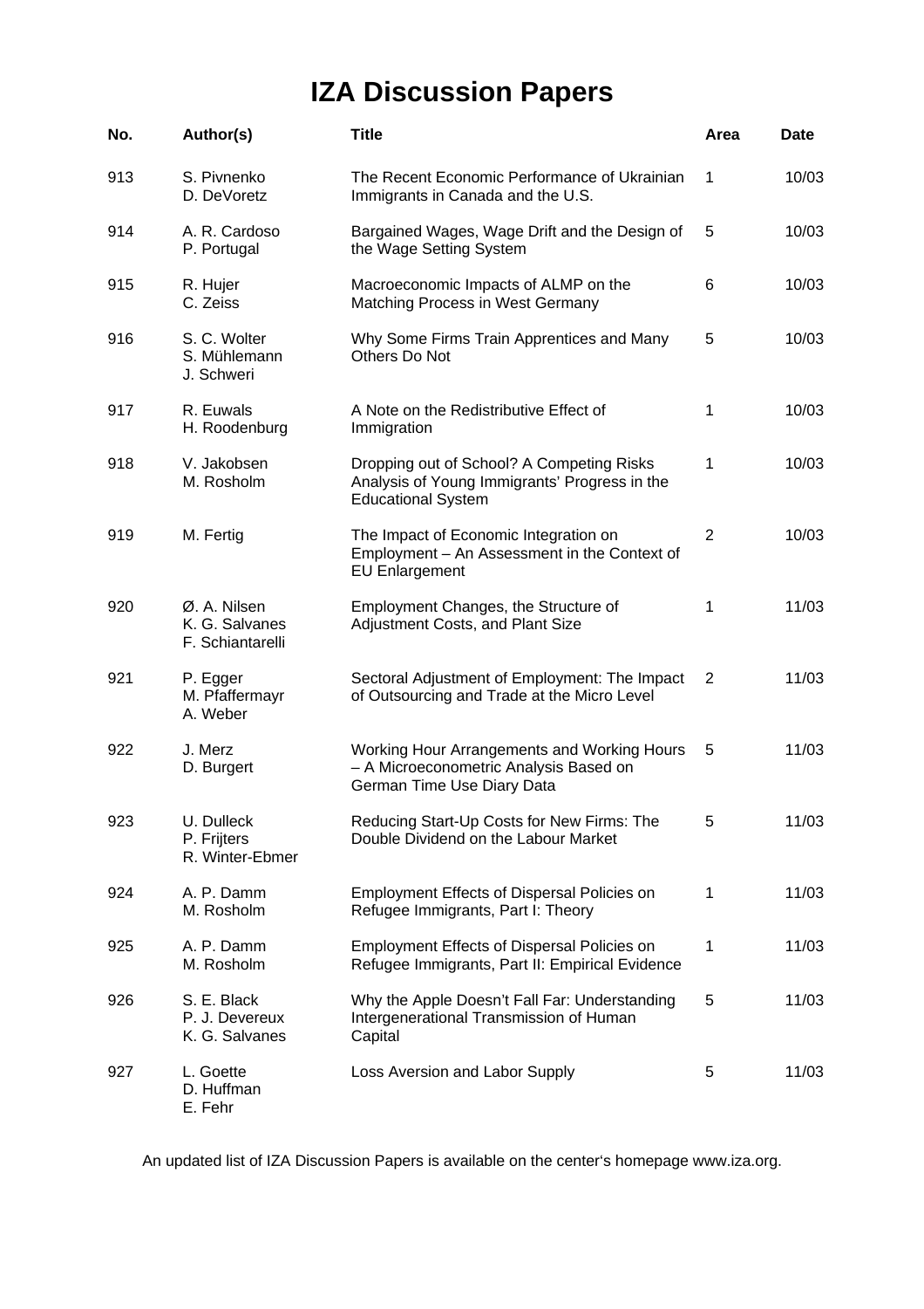# IZA Discussion Papers

| No. | Author(s) | Title | Area | Date |
|---|---|---|---|---|
| 913 | S. Pivnenko<br>D. DeVoretz | The Recent Economic Performance of Ukrainian Immigrants in Canada and the U.S. | 1 | 10/03 |
| 914 | A. R. Cardoso<br>P. Portugal | Bargained Wages, Wage Drift and the Design of the Wage Setting System | 5 | 10/03 |
| 915 | R. Hujer<br>C. Zeiss | Macroeconomic Impacts of ALMP on the Matching Process in West Germany | 6 | 10/03 |
| 916 | S. C. Wolter<br>S. Mühlemann<br>J. Schweri | Why Some Firms Train Apprentices and Many Others Do Not | 5 | 10/03 |
| 917 | R. Euwals<br>H. Roodenburg | A Note on the Redistributive Effect of Immigration | 1 | 10/03 |
| 918 | V. Jakobsen<br>M. Rosholm | Dropping out of School? A Competing Risks Analysis of Young Immigrants' Progress in the Educational System | 1 | 10/03 |
| 919 | M. Fertig | The Impact of Economic Integration on Employment – An Assessment in the Context of EU Enlargement | 2 | 10/03 |
| 920 | Ø. A. Nilsen<br>K. G. Salvanes<br>F. Schiantarelli | Employment Changes, the Structure of Adjustment Costs, and Plant Size | 1 | 11/03 |
| 921 | P. Egger<br>M. Pfaffermayr<br>A. Weber | Sectoral Adjustment of Employment: The Impact of Outsourcing and Trade at the Micro Level | 2 | 11/03 |
| 922 | J. Merz<br>D. Burgert | Working Hour Arrangements and Working Hours – A Microeconometric Analysis Based on German Time Use Diary Data | 5 | 11/03 |
| 923 | U. Dulleck<br>P. Frijters<br>R. Winter-Ebmer | Reducing Start-Up Costs for New Firms: The Double Dividend on the Labour Market | 5 | 11/03 |
| 924 | A. P. Damm<br>M. Rosholm | Employment Effects of Dispersal Policies on Refugee Immigrants, Part I: Theory | 1 | 11/03 |
| 925 | A. P. Damm<br>M. Rosholm | Employment Effects of Dispersal Policies on Refugee Immigrants, Part II: Empirical Evidence | 1 | 11/03 |
| 926 | S. E. Black<br>P. J. Devereux<br>K. G. Salvanes | Why the Apple Doesn't Fall Far: Understanding Intergenerational Transmission of Human Capital | 5 | 11/03 |
| 927 | L. Goette<br>D. Huffman<br>E. Fehr | Loss Aversion and Labor Supply | 5 | 11/03 |

An updated list of IZA Discussion Papers is available on the center's homepage www.iza.org.